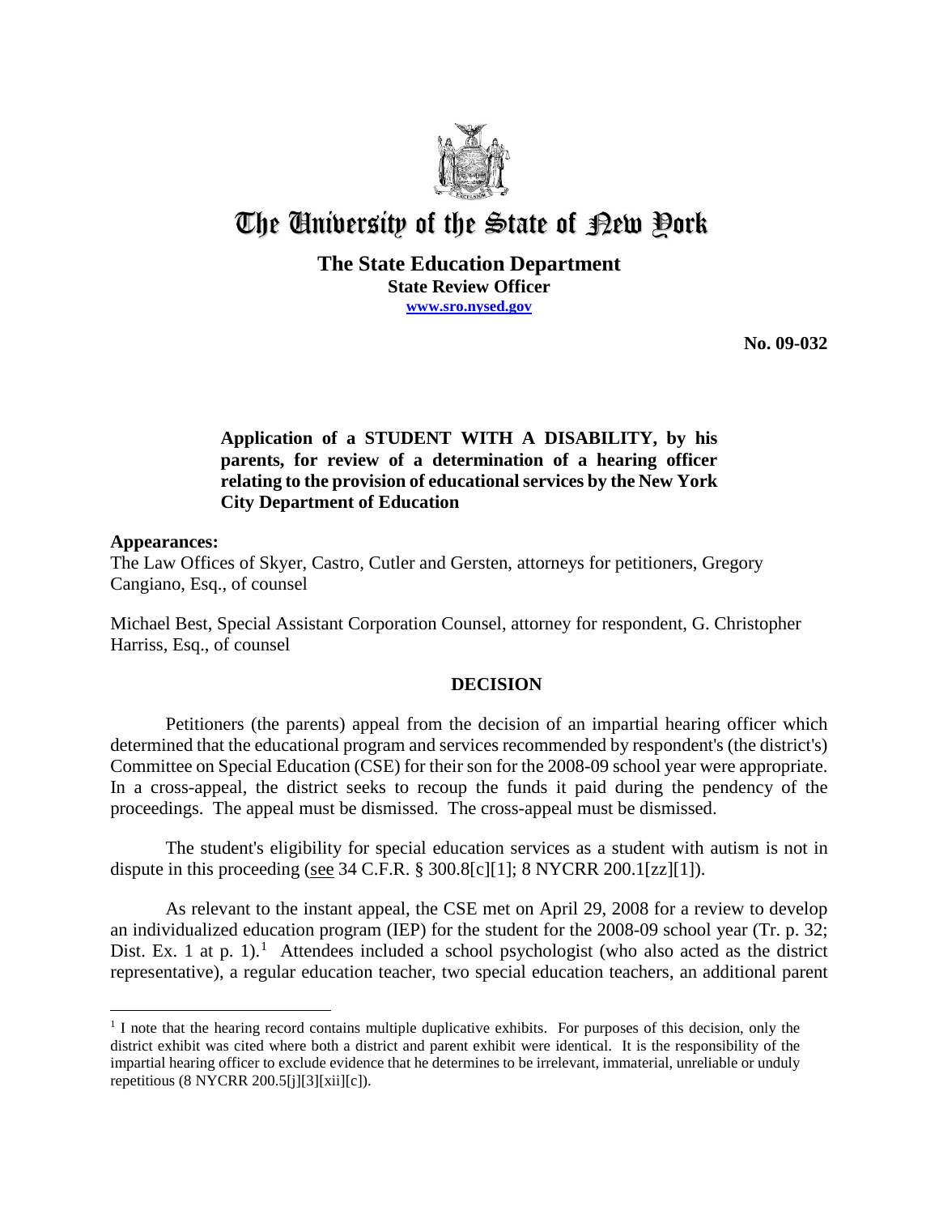# The University of the State of New York

**The State Education Department**
**State Review Officer**
**www.sro.nysed.gov**

**No. 09-032**

**Application of a STUDENT WITH A DISABILITY, by his parents, for review of a determination of a hearing officer relating to the provision of educational services by the New York City Department of Education**

**Appearances:**

The Law Offices of Skyer, Castro, Cutler and Gersten, attorneys for petitioners, Gregory Cangiano, Esq., of counsel

Michael Best, Special Assistant Corporation Counsel, attorney for respondent, G. Christopher Harriss, Esq., of counsel

## DECISION

Petitioners (the parents) appeal from the decision of an impartial hearing officer which determined that the educational program and services recommended by respondent's (the district's) Committee on Special Education (CSE) for their son for the 2008-09 school year were appropriate. In a cross-appeal, the district seeks to recoup the funds it paid during the pendency of the proceedings. The appeal must be dismissed. The cross-appeal must be dismissed.

The student's eligibility for special education services as a student with autism is not in dispute in this proceeding (see 34 C.F.R. § 300.8[c][1]; 8 NYCRR 200.1[zz][1]).

As relevant to the instant appeal, the CSE met on April 29, 2008 for a review to develop an individualized education program (IEP) for the student for the 2008-09 school year (Tr. p. 32; Dist. Ex. 1 at p. 1).[1] Attendees included a school psychologist (who also acted as the district representative), a regular education teacher, two special education teachers, an additional parent

[1] I note that the hearing record contains multiple duplicative exhibits. For purposes of this decision, only the district exhibit was cited where both a district and parent exhibit were identical. It is the responsibility of the impartial hearing officer to exclude evidence that he determines to be irrelevant, immaterial, unreliable or unduly repetitious (8 NYCRR 200.5[j][3][xii][c]).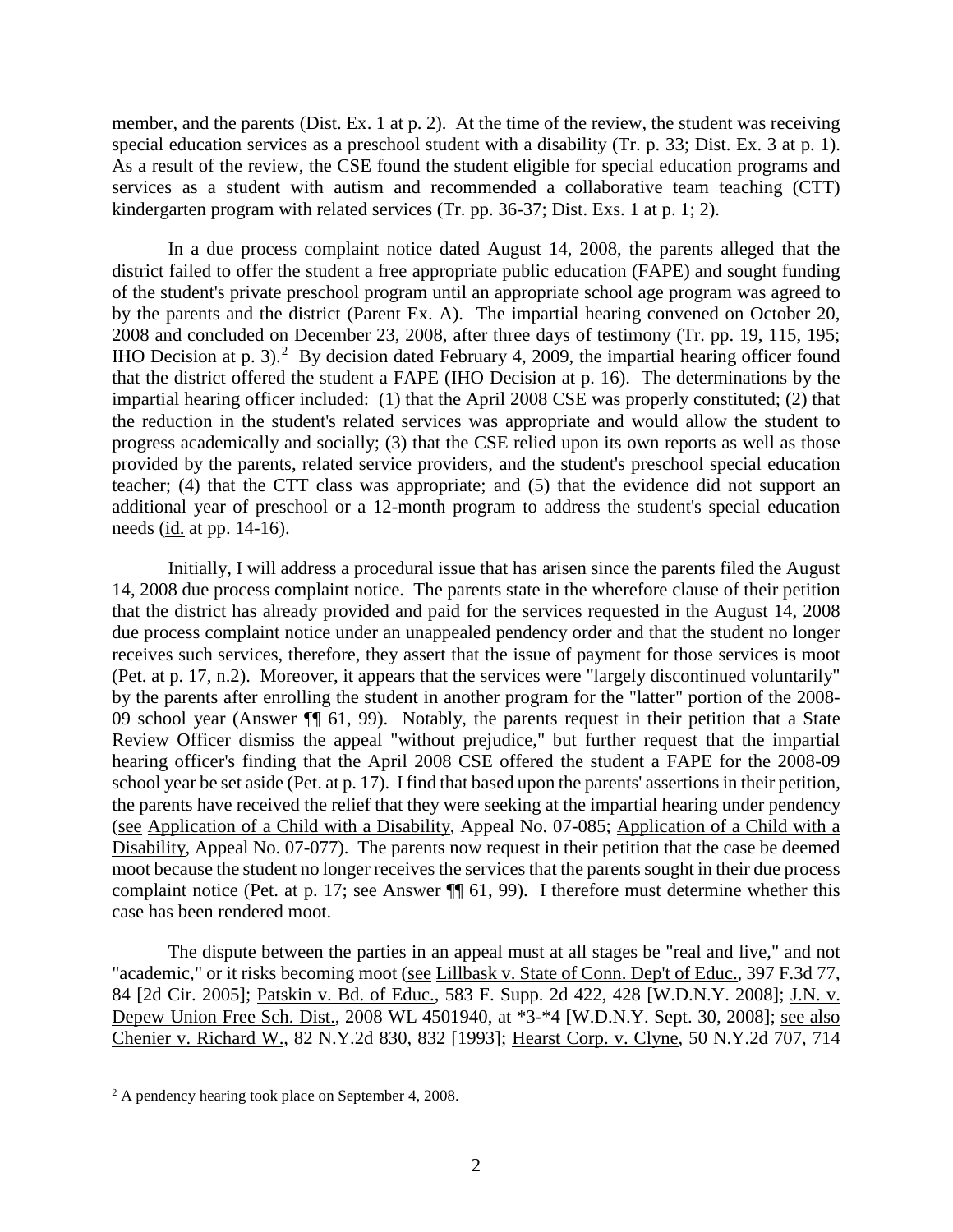member, and the parents (Dist. Ex. 1 at p. 2). At the time of the review, the student was receiving special education services as a preschool student with a disability (Tr. p. 33; Dist. Ex. 3 at p. 1). As a result of the review, the CSE found the student eligible for special education programs and services as a student with autism and recommended a collaborative team teaching (CTT) kindergarten program with related services (Tr. pp. 36-37; Dist. Exs. 1 at p. 1; 2).

In a due process complaint notice dated August 14, 2008, the parents alleged that the district failed to offer the student a free appropriate public education (FAPE) and sought funding of the student's private preschool program until an appropriate school age program was agreed to by the parents and the district (Parent Ex. A). The impartial hearing convened on October 20, 2008 and concluded on December 23, 2008, after three days of testimony (Tr. pp. 19, 115, 195; IHO Decision at p. 3).[2] By decision dated February 4, 2009, the impartial hearing officer found that the district offered the student a FAPE (IHO Decision at p. 16). The determinations by the impartial hearing officer included: (1) that the April 2008 CSE was properly constituted; (2) that the reduction in the student's related services was appropriate and would allow the student to progress academically and socially; (3) that the CSE relied upon its own reports as well as those provided by the parents, related service providers, and the student's preschool special education teacher; (4) that the CTT class was appropriate; and (5) that the evidence did not support an additional year of preschool or a 12-month program to address the student's special education needs (id. at pp. 14-16).

Initially, I will address a procedural issue that has arisen since the parents filed the August 14, 2008 due process complaint notice. The parents state in the wherefore clause of their petition that the district has already provided and paid for the services requested in the August 14, 2008 due process complaint notice under an unappealed pendency order and that the student no longer receives such services, therefore, they assert that the issue of payment for those services is moot (Pet. at p. 17, n.2). Moreover, it appears that the services were "largely discontinued voluntarily" by the parents after enrolling the student in another program for the "latter" portion of the 2008-09 school year (Answer ¶¶ 61, 99). Notably, the parents request in their petition that a State Review Officer dismiss the appeal "without prejudice," but further request that the impartial hearing officer's finding that the April 2008 CSE offered the student a FAPE for the 2008-09 school year be set aside (Pet. at p. 17). I find that based upon the parents' assertions in their petition, the parents have received the relief that they were seeking at the impartial hearing under pendency (see Application of a Child with a Disability, Appeal No. 07-085; Application of a Child with a Disability, Appeal No. 07-077). The parents now request in their petition that the case be deemed moot because the student no longer receives the services that the parents sought in their due process complaint notice (Pet. at p. 17; see Answer ¶¶ 61, 99). I therefore must determine whether this case has been rendered moot.

The dispute between the parties in an appeal must at all stages be "real and live," and not "academic," or it risks becoming moot (see Lillbask v. State of Conn. Dep't of Educ., 397 F.3d 77, 84 [2d Cir. 2005]; Patskin v. Bd. of Educ., 583 F. Supp. 2d 422, 428 [W.D.N.Y. 2008]; J.N. v. Depew Union Free Sch. Dist., 2008 WL 4501940, at *3-*4 [W.D.N.Y. Sept. 30, 2008]; see also Chenier v. Richard W., 82 N.Y.2d 830, 832 [1993]; Hearst Corp. v. Clyne, 50 N.Y.2d 707, 714

[2] A pendency hearing took place on September 4, 2008.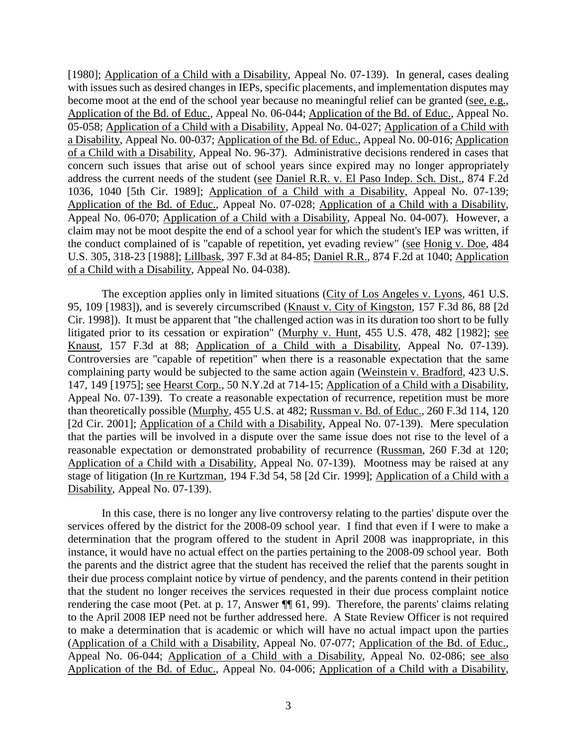[1980]; Application of a Child with a Disability, Appeal No. 07-139). In general, cases dealing with issues such as desired changes in IEPs, specific placements, and implementation disputes may become moot at the end of the school year because no meaningful relief can be granted (see, e.g., Application of the Bd. of Educ., Appeal No. 06-044; Application of the Bd. of Educ., Appeal No. 05-058; Application of a Child with a Disability, Appeal No. 04-027; Application of a Child with a Disability, Appeal No. 00-037; Application of the Bd. of Educ., Appeal No. 00-016; Application of a Child with a Disability, Appeal No. 96-37). Administrative decisions rendered in cases that concern such issues that arise out of school years since expired may no longer appropriately address the current needs of the student (see Daniel R.R. v. El Paso Indep. Sch. Dist., 874 F.2d 1036, 1040 [5th Cir. 1989]; Application of a Child with a Disability, Appeal No. 07-139; Application of the Bd. of Educ., Appeal No. 07-028; Application of a Child with a Disability, Appeal No. 06-070; Application of a Child with a Disability, Appeal No. 04-007). However, a claim may not be moot despite the end of a school year for which the student's IEP was written, if the conduct complained of is "capable of repetition, yet evading review" (see Honig v. Doe, 484 U.S. 305, 318-23 [1988]; Lillbask, 397 F.3d at 84-85; Daniel R.R., 874 F.2d at 1040; Application of a Child with a Disability, Appeal No. 04-038).

The exception applies only in limited situations (City of Los Angeles v. Lyons, 461 U.S. 95, 109 [1983]), and is severely circumscribed (Knaust v. City of Kingston, 157 F.3d 86, 88 [2d Cir. 1998]). It must be apparent that "the challenged action was in its duration too short to be fully litigated prior to its cessation or expiration" (Murphy v. Hunt, 455 U.S. 478, 482 [1982]; see Knaust, 157 F.3d at 88; Application of a Child with a Disability, Appeal No. 07-139). Controversies are "capable of repetition" when there is a reasonable expectation that the same complaining party would be subjected to the same action again (Weinstein v. Bradford, 423 U.S. 147, 149 [1975]; see Hearst Corp., 50 N.Y.2d at 714-15; Application of a Child with a Disability, Appeal No. 07-139). To create a reasonable expectation of recurrence, repetition must be more than theoretically possible (Murphy, 455 U.S. at 482; Russman v. Bd. of Educ., 260 F.3d 114, 120 [2d Cir. 2001]; Application of a Child with a Disability, Appeal No. 07-139). Mere speculation that the parties will be involved in a dispute over the same issue does not rise to the level of a reasonable expectation or demonstrated probability of recurrence (Russman, 260 F.3d at 120; Application of a Child with a Disability, Appeal No. 07-139). Mootness may be raised at any stage of litigation (In re Kurtzman, 194 F.3d 54, 58 [2d Cir. 1999]; Application of a Child with a Disability, Appeal No. 07-139).

In this case, there is no longer any live controversy relating to the parties' dispute over the services offered by the district for the 2008-09 school year. I find that even if I were to make a determination that the program offered to the student in April 2008 was inappropriate, in this instance, it would have no actual effect on the parties pertaining to the 2008-09 school year. Both the parents and the district agree that the student has received the relief that the parents sought in their due process complaint notice by virtue of pendency, and the parents contend in their petition that the student no longer receives the services requested in their due process complaint notice rendering the case moot (Pet. at p. 17, Answer ¶¶ 61, 99). Therefore, the parents' claims relating to the April 2008 IEP need not be further addressed here. A State Review Officer is not required to make a determination that is academic or which will have no actual impact upon the parties (Application of a Child with a Disability, Appeal No. 07-077; Application of the Bd. of Educ., Appeal No. 06-044; Application of a Child with a Disability, Appeal No. 02-086; see also Application of the Bd. of Educ., Appeal No. 04-006; Application of a Child with a Disability,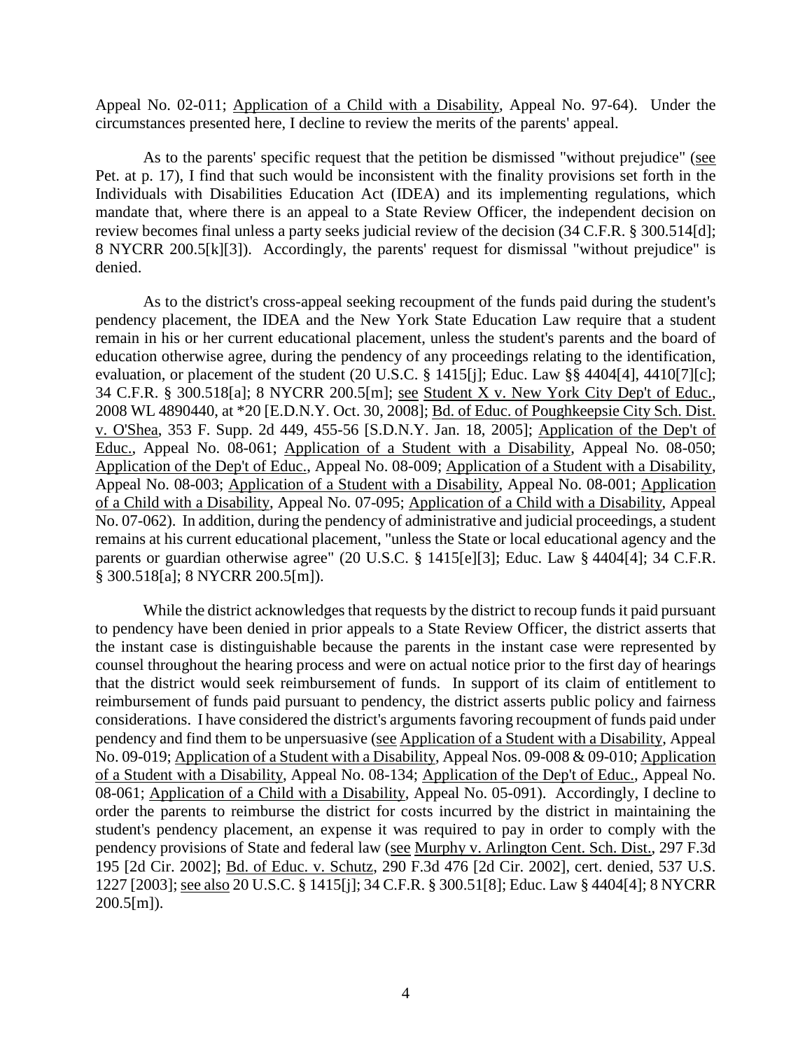Appeal No. 02-011; Application of a Child with a Disability, Appeal No. 97-64). Under the circumstances presented here, I decline to review the merits of the parents' appeal.

As to the parents' specific request that the petition be dismissed "without prejudice" (see Pet. at p. 17), I find that such would be inconsistent with the finality provisions set forth in the Individuals with Disabilities Education Act (IDEA) and its implementing regulations, which mandate that, where there is an appeal to a State Review Officer, the independent decision on review becomes final unless a party seeks judicial review of the decision (34 C.F.R. § 300.514[d]; 8 NYCRR 200.5[k][3]). Accordingly, the parents' request for dismissal "without prejudice" is denied.

As to the district's cross-appeal seeking recoupment of the funds paid during the student's pendency placement, the IDEA and the New York State Education Law require that a student remain in his or her current educational placement, unless the student's parents and the board of education otherwise agree, during the pendency of any proceedings relating to the identification, evaluation, or placement of the student (20 U.S.C. § 1415[j]; Educ. Law §§ 4404[4], 4410[7][c]; 34 C.F.R. § 300.518[a]; 8 NYCRR 200.5[m]; see Student X v. New York City Dep't of Educ., 2008 WL 4890440, at *20 [E.D.N.Y. Oct. 30, 2008]; Bd. of Educ. of Poughkeepsie City Sch. Dist. v. O'Shea, 353 F. Supp. 2d 449, 455-56 [S.D.N.Y. Jan. 18, 2005]; Application of the Dep't of Educ., Appeal No. 08-061; Application of a Student with a Disability, Appeal No. 08-050; Application of the Dep't of Educ., Appeal No. 08-009; Application of a Student with a Disability, Appeal No. 08-003; Application of a Student with a Disability, Appeal No. 08-001; Application of a Child with a Disability, Appeal No. 07-095; Application of a Child with a Disability, Appeal No. 07-062). In addition, during the pendency of administrative and judicial proceedings, a student remains at his current educational placement, "unless the State or local educational agency and the parents or guardian otherwise agree" (20 U.S.C. § 1415[e][3]; Educ. Law § 4404[4]; 34 C.F.R. § 300.518[a]; 8 NYCRR 200.5[m]).

While the district acknowledges that requests by the district to recoup funds it paid pursuant to pendency have been denied in prior appeals to a State Review Officer, the district asserts that the instant case is distinguishable because the parents in the instant case were represented by counsel throughout the hearing process and were on actual notice prior to the first day of hearings that the district would seek reimbursement of funds. In support of its claim of entitlement to reimbursement of funds paid pursuant to pendency, the district asserts public policy and fairness considerations. I have considered the district's arguments favoring recoupment of funds paid under pendency and find them to be unpersuasive (see Application of a Student with a Disability, Appeal No. 09-019; Application of a Student with a Disability, Appeal Nos. 09-008 & 09-010; Application of a Student with a Disability, Appeal No. 08-134; Application of the Dep't of Educ., Appeal No. 08-061; Application of a Child with a Disability, Appeal No. 05-091). Accordingly, I decline to order the parents to reimburse the district for costs incurred by the district in maintaining the student's pendency placement, an expense it was required to pay in order to comply with the pendency provisions of State and federal law (see Murphy v. Arlington Cent. Sch. Dist., 297 F.3d 195 [2d Cir. 2002]; Bd. of Educ. v. Schutz, 290 F.3d 476 [2d Cir. 2002], cert. denied, 537 U.S. 1227 [2003]; see also 20 U.S.C. § 1415[j]; 34 C.F.R. § 300.51[8]; Educ. Law § 4404[4]; 8 NYCRR 200.5[m]).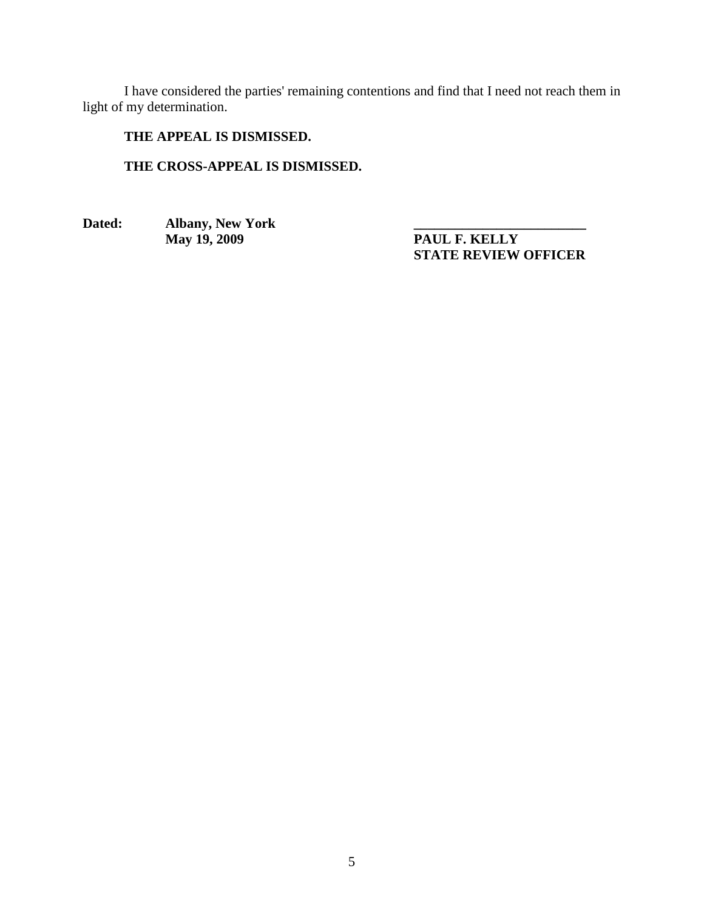I have considered the parties' remaining contentions and find that I need not reach them in light of my determination.

**THE APPEAL IS DISMISSED.**

**THE CROSS-APPEAL IS DISMISSED.**

**Dated:** **Albany, New York**
**May 19, 2009**

_________________________
**PAUL F. KELLY**
**STATE REVIEW OFFICER**